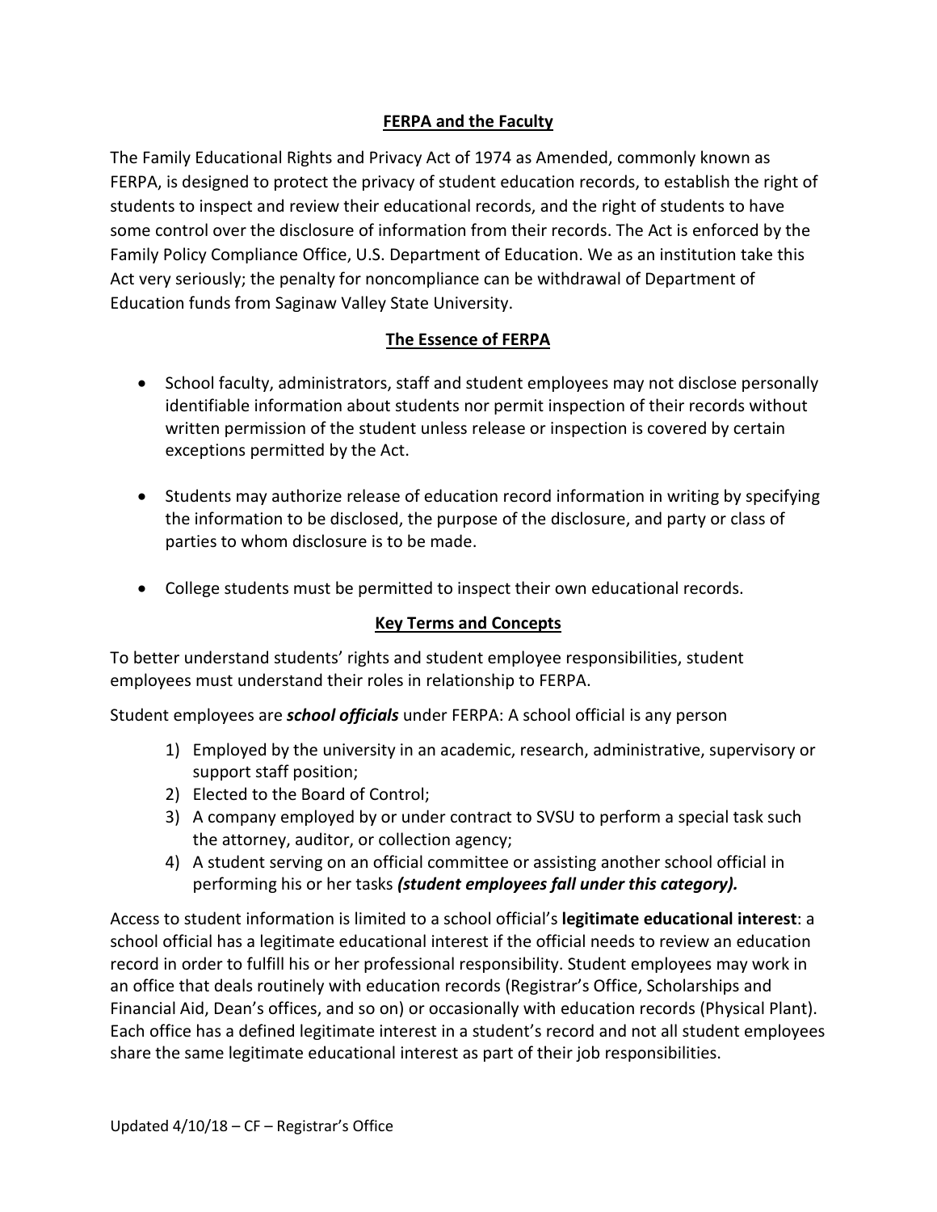## FERPA and the Faculty

The Family Educational Rights and Privacy Act of 1974 as Amended, commonly known as FERPA, is designed to protect the privacy of student education records, to establish the right of students to inspect and review their educational records, and the right of students to have some control over the disclosure of information from their records. The Act is enforced by the Family Policy Compliance Office, U.S. Department of Education. We as an institution take this Act very seriously; the penalty for noncompliance can be withdrawal of Department of Education funds from Saginaw Valley State University.

## The Essence of FERPA

- School faculty, administrators, staff and student employees may not disclose personally identifiable information about students nor permit inspection of their records without written permission of the student unless release or inspection is covered by certain exceptions permitted by the Act.
- Students may authorize release of education record information in writing by specifying the information to be disclosed, the purpose of the disclosure, and party or class of parties to whom disclosure is to be made.
- College students must be permitted to inspect their own educational records.

## Key Terms and Concepts

To better understand students' rights and student employee responsibilities, student employees must understand their roles in relationship to FERPA.

Student employees are ***school officials*** under FERPA: A school official is any person

1) Employed by the university in an academic, research, administrative, supervisory or support staff position;
2) Elected to the Board of Control;
3) A company employed by or under contract to SVSU to perform a special task such the attorney, auditor, or collection agency;
4) A student serving on an official committee or assisting another school official in performing his or her tasks ***(student employees fall under this category).***

Access to student information is limited to a school official's **legitimate educational interest**: a school official has a legitimate educational interest if the official needs to review an education record in order to fulfill his or her professional responsibility. Student employees may work in an office that deals routinely with education records (Registrar's Office, Scholarships and Financial Aid, Dean's offices, and so on) or occasionally with education records (Physical Plant). Each office has a defined legitimate interest in a student's record and not all student employees share the same legitimate educational interest as part of their job responsibilities.

Updated 4/10/18 – CF – Registrar's Office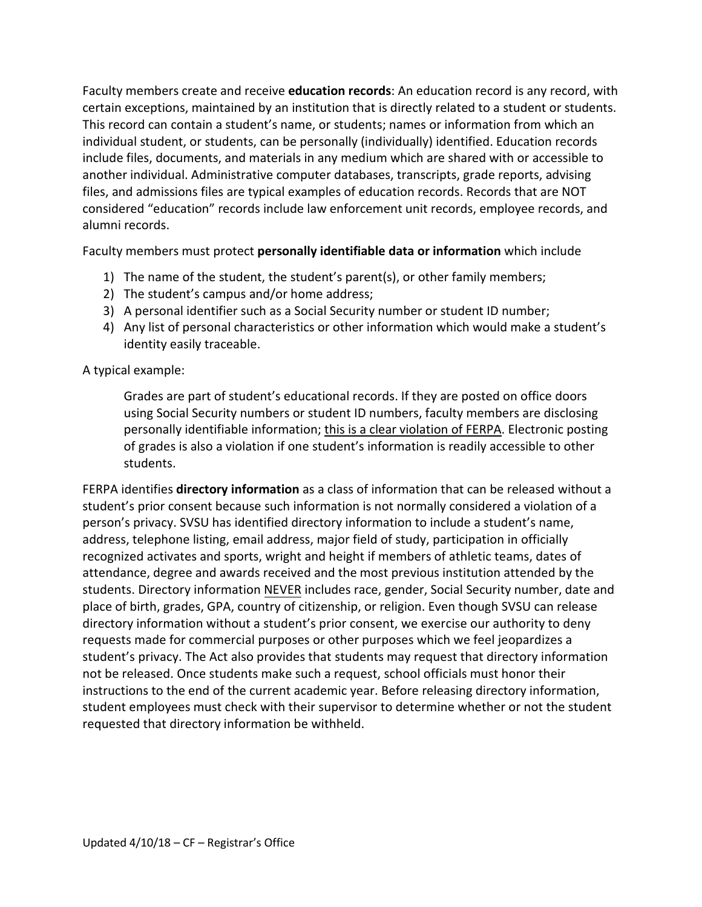Faculty members create and receive **education records**: An education record is any record, with certain exceptions, maintained by an institution that is directly related to a student or students. This record can contain a student's name, or students; names or information from which an individual student, or students, can be personally (individually) identified. Education records include files, documents, and materials in any medium which are shared with or accessible to another individual. Administrative computer databases, transcripts, grade reports, advising files, and admissions files are typical examples of education records. Records that are NOT considered "education" records include law enforcement unit records, employee records, and alumni records.

Faculty members must protect **personally identifiable data or information** which include

1) The name of the student, the student's parent(s), or other family members;
2) The student's campus and/or home address;
3) A personal identifier such as a Social Security number or student ID number;
4) Any list of personal characteristics or other information which would make a student's identity easily traceable.

A typical example:

> Grades are part of student's educational records. If they are posted on office doors using Social Security numbers or student ID numbers, faculty members are disclosing personally identifiable information; <u>this is a clear violation of FERPA</u>. Electronic posting of grades is also a violation if one student's information is readily accessible to other students.

FERPA identifies **directory information** as a class of information that can be released without a student's prior consent because such information is not normally considered a violation of a person's privacy. SVSU has identified directory information to include a student's name, address, telephone listing, email address, major field of study, participation in officially recognized activates and sports, wright and height if members of athletic teams, dates of attendance, degree and awards received and the most previous institution attended by the students. Directory information <u>NEVER</u> includes race, gender, Social Security number, date and place of birth, grades, GPA, country of citizenship, or religion. Even though SVSU can release directory information without a student's prior consent, we exercise our authority to deny requests made for commercial purposes or other purposes which we feel jeopardizes a student's privacy. The Act also provides that students may request that directory information not be released. Once students make such a request, school officials must honor their instructions to the end of the current academic year. Before releasing directory information, student employees must check with their supervisor to determine whether or not the student requested that directory information be withheld.

Updated 4/10/18 – CF – Registrar's Office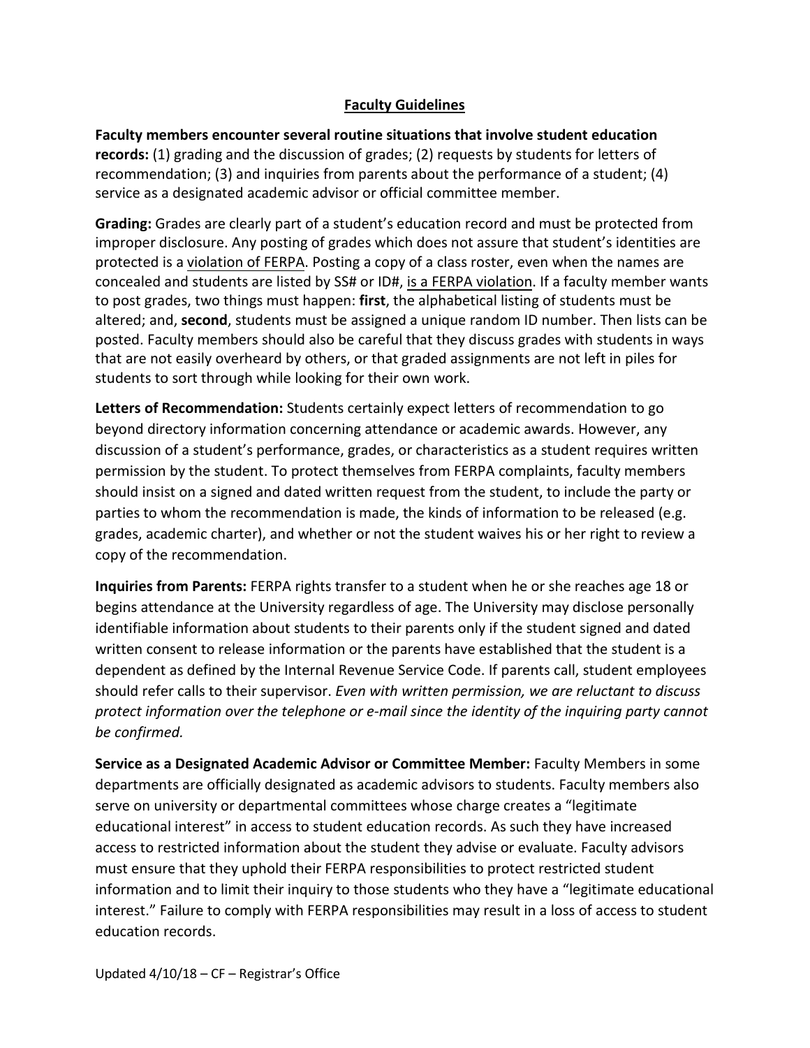## Faculty Guidelines

**Faculty members encounter several routine situations that involve student education records:** (1) grading and the discussion of grades; (2) requests by students for letters of recommendation; (3) and inquiries from parents about the performance of a student; (4) service as a designated academic advisor or official committee member.

**Grading:** Grades are clearly part of a student's education record and must be protected from improper disclosure. Any posting of grades which does not assure that student's identities are protected is a violation of FERPA. Posting a copy of a class roster, even when the names are concealed and students are listed by SS# or ID#, is a FERPA violation. If a faculty member wants to post grades, two things must happen: **first**, the alphabetical listing of students must be altered; and, **second**, students must be assigned a unique random ID number. Then lists can be posted. Faculty members should also be careful that they discuss grades with students in ways that are not easily overheard by others, or that graded assignments are not left in piles for students to sort through while looking for their own work.

**Letters of Recommendation:** Students certainly expect letters of recommendation to go beyond directory information concerning attendance or academic awards. However, any discussion of a student's performance, grades, or characteristics as a student requires written permission by the student. To protect themselves from FERPA complaints, faculty members should insist on a signed and dated written request from the student, to include the party or parties to whom the recommendation is made, the kinds of information to be released (e.g. grades, academic charter), and whether or not the student waives his or her right to review a copy of the recommendation.

**Inquiries from Parents:** FERPA rights transfer to a student when he or she reaches age 18 or begins attendance at the University regardless of age. The University may disclose personally identifiable information about students to their parents only if the student signed and dated written consent to release information or the parents have established that the student is a dependent as defined by the Internal Revenue Service Code. If parents call, student employees should refer calls to their supervisor. *Even with written permission, we are reluctant to discuss protect information over the telephone or e-mail since the identity of the inquiring party cannot be confirmed.*

**Service as a Designated Academic Advisor or Committee Member:** Faculty Members in some departments are officially designated as academic advisors to students. Faculty members also serve on university or departmental committees whose charge creates a "legitimate educational interest" in access to student education records. As such they have increased access to restricted information about the student they advise or evaluate. Faculty advisors must ensure that they uphold their FERPA responsibilities to protect restricted student information and to limit their inquiry to those students who they have a "legitimate educational interest." Failure to comply with FERPA responsibilities may result in a loss of access to student education records.

Updated 4/10/18 – CF – Registrar's Office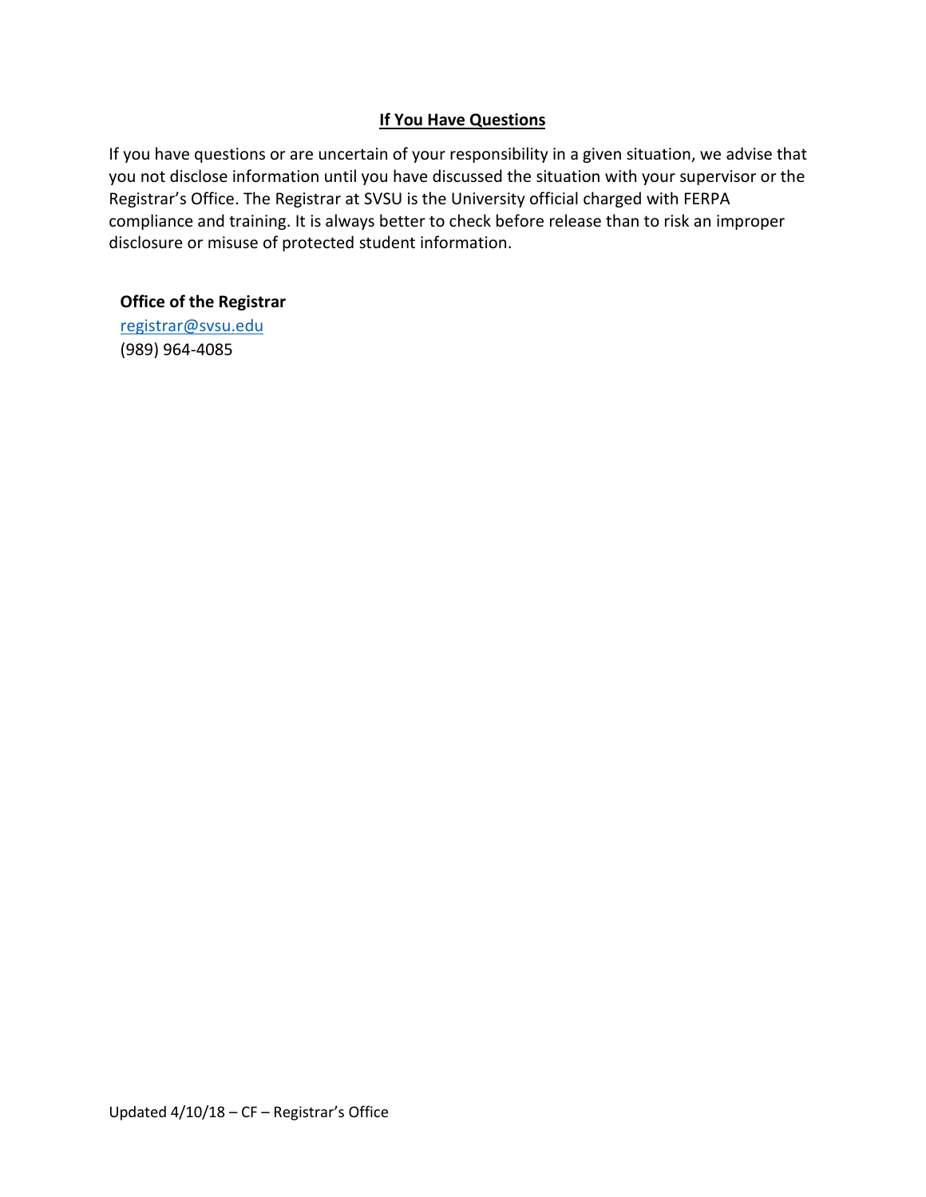## If You Have Questions

If you have questions or are uncertain of your responsibility in a given situation, we advise that you not disclose information until you have discussed the situation with your supervisor or the Registrar's Office. The Registrar at SVSU is the University official charged with FERPA compliance and training. It is always better to check before release than to risk an improper disclosure or misuse of protected student information.

**Office of the Registrar**
registrar@svsu.edu
(989) 964-4085

Updated 4/10/18 – CF – Registrar's Office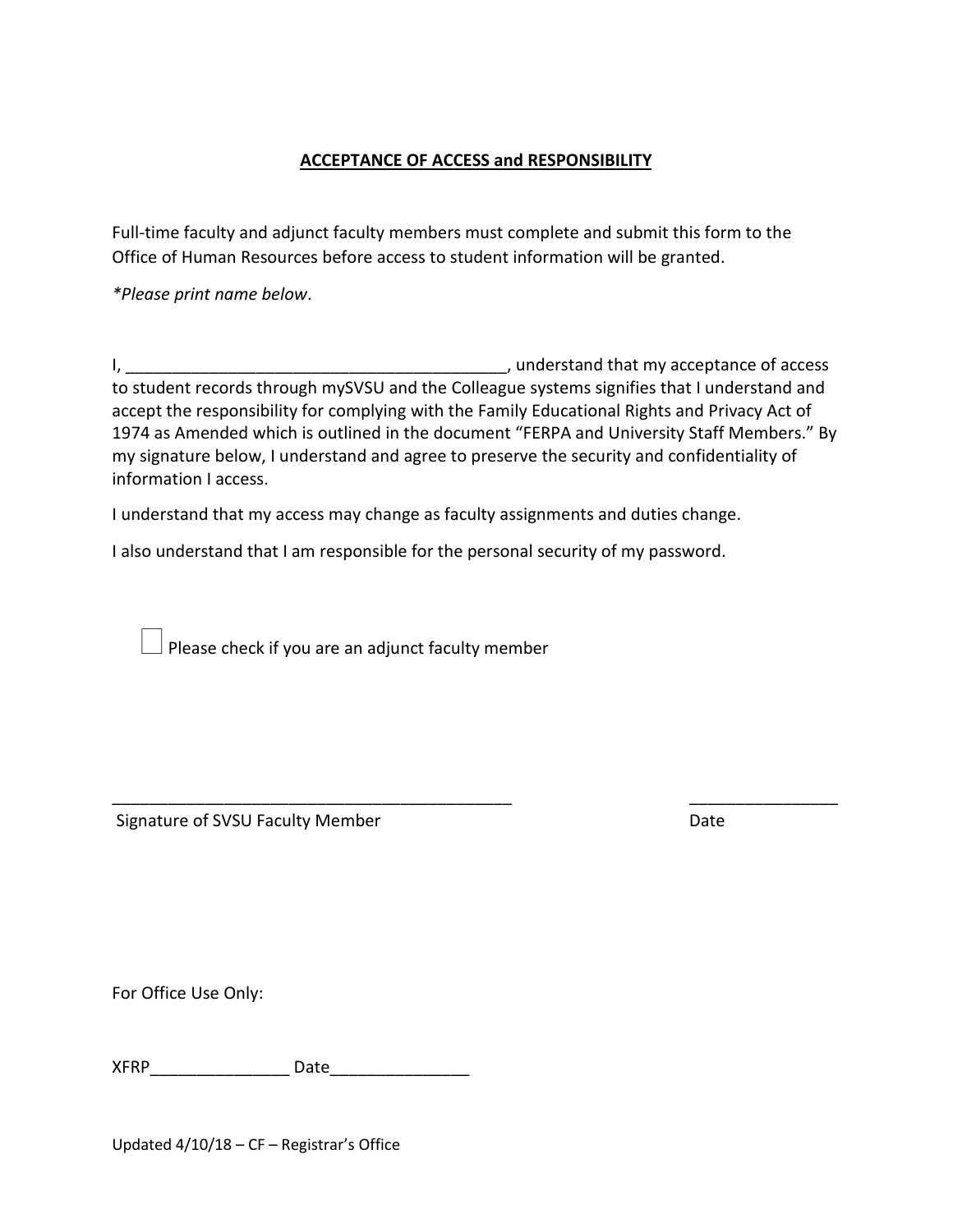## **ACCEPTANCE OF ACCESS and RESPONSIBILITY**

Full-time faculty and adjunct faculty members must complete and submit this form to the Office of Human Resources before access to student information will be granted.

*\*Please print name below*.

I, __________________________________________, understand that my acceptance of access to student records through mySVSU and the Colleague systems signifies that I understand and accept the responsibility for complying with the Family Educational Rights and Privacy Act of 1974 as Amended which is outlined in the document "FERPA and University Staff Members." By my signature below, I understand and agree to preserve the security and confidentiality of information I access.

I understand that my access may change as faculty assignments and duties change.

I also understand that I am responsible for the personal security of my password.

☐ Please check if you are an adjunct faculty member

_____________________________________________ ________________

Signature of SVSU Faculty Member Date

For Office Use Only:

XFRP_______________ Date_______________

Updated 4/10/18 – CF – Registrar's Office